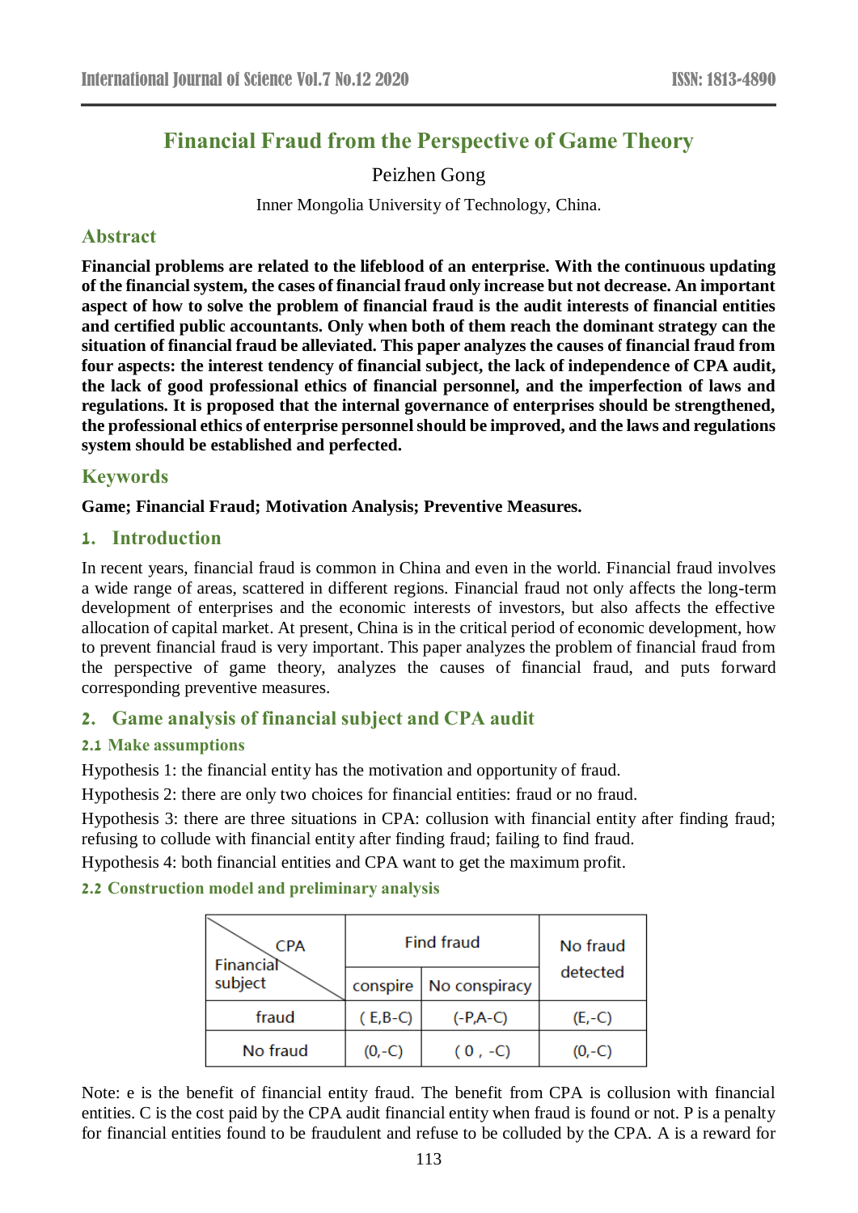# Financial Fraud from the Perspective of Game Theory

Peizhen Gong

Inner Mongolia University of Technology, China.

## Abstract

**Financial problems are related to the lifeblood of an enterprise. With the continuous updating of the financial system, the cases of financial fraud only increase but not decrease. An important aspect of how to solve the problem of financial fraud is the audit interests of financial entities and certified public accountants. Only when both of them reach the dominant strategy can the situation of financial fraud be alleviated. This paper analyzes the causes of financial fraud from four aspects: the interest tendency of financial subject, the lack of independence of CPA audit, the lack of good professional ethics of financial personnel, and the imperfection of laws and regulations. It is proposed that the internal governance of enterprises should be strengthened, the professional ethics of enterprise personnel should be improved, and the laws and regulations system should be established and perfected.**

## Keywords

**Game; Financial Fraud; Motivation Analysis; Preventive Measures.**

## 1. Introduction

In recent years, financial fraud is common in China and even in the world. Financial fraud involves a wide range of areas, scattered in different regions. Financial fraud not only affects the long-term development of enterprises and the economic interests of investors, but also affects the effective allocation of capital market. At present, China is in the critical period of economic development, how to prevent financial fraud is very important. This paper analyzes the problem of financial fraud from the perspective of game theory, analyzes the causes of financial fraud, and puts forward corresponding preventive measures.

## 2. Game analysis of financial subject and CPA audit

### 2.1 Make assumptions

Hypothesis 1: the financial entity has the motivation and opportunity of fraud.

Hypothesis 2: there are only two choices for financial entities: fraud or no fraud.

Hypothesis 3: there are three situations in CPA: collusion with financial entity after finding fraud; refusing to collude with financial entity after finding fraud; failing to find fraud.

Hypothesis 4: both financial entities and CPA want to get the maximum profit.

### 2.2 Construction model and preliminary analysis

| CPA / Financial subject | Find fraud | | No fraud detected |
|---|---|---|---|
| | conspire | No conspiracy | |
| fraud | $(E,B-C)$ | $(-P,A-C)$ | $(E,-C)$ |
| No fraud | $(0,-C)$ | $(0,-C)$ | $(0,-C)$ |

Note: e is the benefit of financial entity fraud. The benefit from CPA is collusion with financial entities. C is the cost paid by the CPA audit financial entity when fraud is found or not. P is a penalty for financial entities found to be fraudulent and refuse to be colluded by the CPA. A is a reward for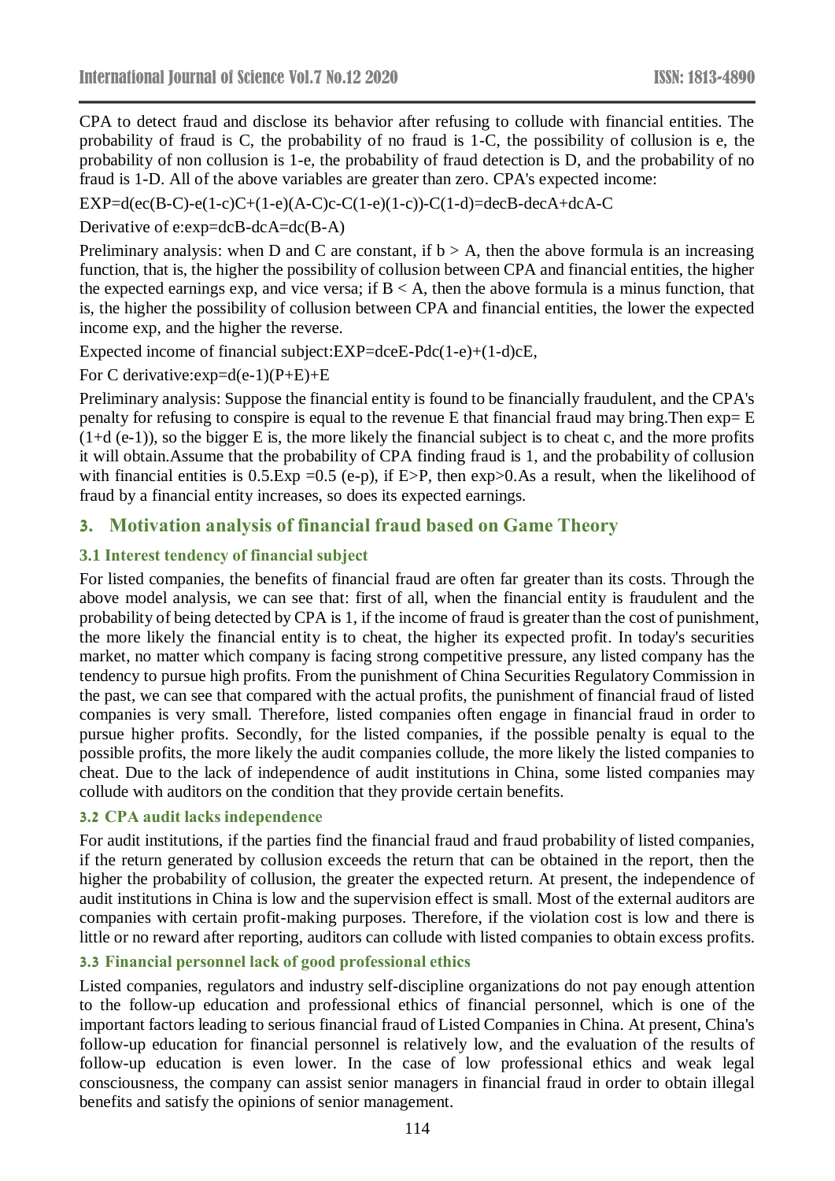CPA to detect fraud and disclose its behavior after refusing to collude with financial entities. The probability of fraud is C, the probability of no fraud is 1-C, the possibility of collusion is e, the probability of non collusion is 1-e, the probability of fraud detection is D, and the probability of no fraud is 1-D. All of the above variables are greater than zero. CPA's expected income:

$EXP=d(ec(B-C)-e(1-c)C+(1-e)(A-C)c-C(1-e)(1-c))-C(1-d)=decB-decA+dcA-C$

Derivative of e:$exp=dcB-dcA=dc(B-A)$

Preliminary analysis: when D and C are constant, if $b > A$, then the above formula is an increasing function, that is, the higher the possibility of collusion between CPA and financial entities, the higher the expected earnings exp, and vice versa; if $B < A$, then the above formula is a minus function, that is, the higher the possibility of collusion between CPA and financial entities, the lower the expected income exp, and the higher the reverse.

Expected income of financial subject:$EXP=dceE-Pdc(1-e)+(1-d)cE$,

For C derivative:$exp=d(e-1)(P+E)+E$

Preliminary analysis: Suppose the financial entity is found to be financially fraudulent, and the CPA's penalty for refusing to conspire is equal to the revenue E that financial fraud may bring.Then $exp= E(1+d(e-1))$, so the bigger E is, the more likely the financial subject is to cheat c, and the more profits it will obtain.Assume that the probability of CPA finding fraud is 1, and the probability of collusion with financial entities is 0.5.$Exp =0.5(e-p)$, if $E>P$, then $exp>0$.As a result, when the likelihood of fraud by a financial entity increases, so does its expected earnings.

## 3. Motivation analysis of financial fraud based on Game Theory

### 3.1 Interest tendency of financial subject

For listed companies, the benefits of financial fraud are often far greater than its costs. Through the above model analysis, we can see that: first of all, when the financial entity is fraudulent and the probability of being detected by CPA is 1, if the income of fraud is greater than the cost of punishment, the more likely the financial entity is to cheat, the higher its expected profit. In today's securities market, no matter which company is facing strong competitive pressure, any listed company has the tendency to pursue high profits. From the punishment of China Securities Regulatory Commission in the past, we can see that compared with the actual profits, the punishment of financial fraud of listed companies is very small. Therefore, listed companies often engage in financial fraud in order to pursue higher profits. Secondly, for the listed companies, if the possible penalty is equal to the possible profits, the more likely the audit companies collude, the more likely the listed companies to cheat. Due to the lack of independence of audit institutions in China, some listed companies may collude with auditors on the condition that they provide certain benefits.

### 3.2 CPA audit lacks independence

For audit institutions, if the parties find the financial fraud and fraud probability of listed companies, if the return generated by collusion exceeds the return that can be obtained in the report, then the higher the probability of collusion, the greater the expected return. At present, the independence of audit institutions in China is low and the supervision effect is small. Most of the external auditors are companies with certain profit-making purposes. Therefore, if the violation cost is low and there is little or no reward after reporting, auditors can collude with listed companies to obtain excess profits.

### 3.3 Financial personnel lack of good professional ethics

Listed companies, regulators and industry self-discipline organizations do not pay enough attention to the follow-up education and professional ethics of financial personnel, which is one of the important factors leading to serious financial fraud of Listed Companies in China. At present, China's follow-up education for financial personnel is relatively low, and the evaluation of the results of follow-up education is even lower. In the case of low professional ethics and weak legal consciousness, the company can assist senior managers in financial fraud in order to obtain illegal benefits and satisfy the opinions of senior management.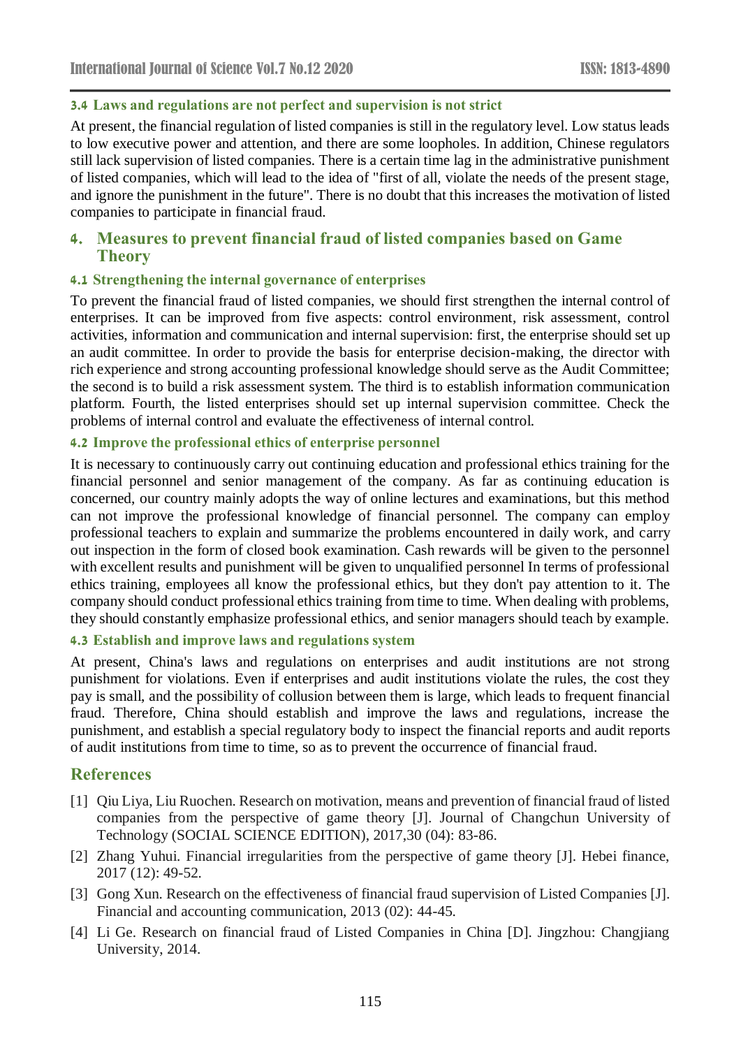### 3.4 Laws and regulations are not perfect and supervision is not strict

At present, the financial regulation of listed companies is still in the regulatory level. Low status leads to low executive power and attention, and there are some loopholes. In addition, Chinese regulators still lack supervision of listed companies. There is a certain time lag in the administrative punishment of listed companies, which will lead to the idea of "first of all, violate the needs of the present stage, and ignore the punishment in the future". There is no doubt that this increases the motivation of listed companies to participate in financial fraud.

## 4. Measures to prevent financial fraud of listed companies based on Game Theory

### 4.1 Strengthening the internal governance of enterprises

To prevent the financial fraud of listed companies, we should first strengthen the internal control of enterprises. It can be improved from five aspects: control environment, risk assessment, control activities, information and communication and internal supervision: first, the enterprise should set up an audit committee. In order to provide the basis for enterprise decision-making, the director with rich experience and strong accounting professional knowledge should serve as the Audit Committee; the second is to build a risk assessment system. The third is to establish information communication platform. Fourth, the listed enterprises should set up internal supervision committee. Check the problems of internal control and evaluate the effectiveness of internal control.

### 4.2 Improve the professional ethics of enterprise personnel

It is necessary to continuously carry out continuing education and professional ethics training for the financial personnel and senior management of the company. As far as continuing education is concerned, our country mainly adopts the way of online lectures and examinations, but this method can not improve the professional knowledge of financial personnel. The company can employ professional teachers to explain and summarize the problems encountered in daily work, and carry out inspection in the form of closed book examination. Cash rewards will be given to the personnel with excellent results and punishment will be given to unqualified personnel In terms of professional ethics training, employees all know the professional ethics, but they don't pay attention to it. The company should conduct professional ethics training from time to time. When dealing with problems, they should constantly emphasize professional ethics, and senior managers should teach by example.

### 4.3 Establish and improve laws and regulations system

At present, China's laws and regulations on enterprises and audit institutions are not strong punishment for violations. Even if enterprises and audit institutions violate the rules, the cost they pay is small, and the possibility of collusion between them is large, which leads to frequent financial fraud. Therefore, China should establish and improve the laws and regulations, increase the punishment, and establish a special regulatory body to inspect the financial reports and audit reports of audit institutions from time to time, so as to prevent the occurrence of financial fraud.

## References

[1] Qiu Liya, Liu Ruochen. Research on motivation, means and prevention of financial fraud of listed companies from the perspective of game theory [J]. Journal of Changchun University of Technology (SOCIAL SCIENCE EDITION), 2017,30 (04): 83-86.

[2] Zhang Yuhui. Financial irregularities from the perspective of game theory [J]. Hebei finance, 2017 (12): 49-52.

[3] Gong Xun. Research on the effectiveness of financial fraud supervision of Listed Companies [J]. Financial and accounting communication, 2013 (02): 44-45.

[4] Li Ge. Research on financial fraud of Listed Companies in China [D]. Jingzhou: Changjiang University, 2014.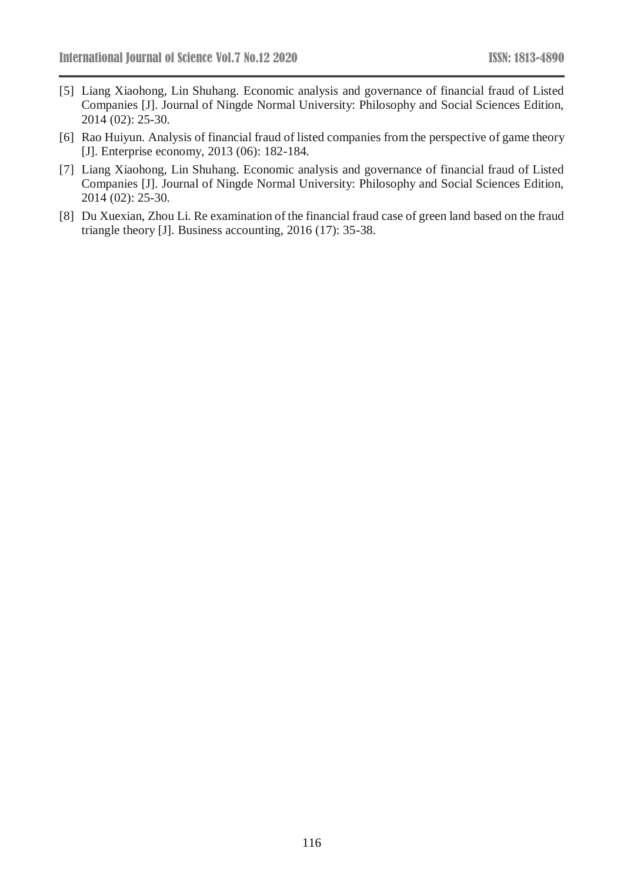[5] Liang Xiaohong, Lin Shuhang. Economic analysis and governance of financial fraud of Listed Companies [J]. Journal of Ningde Normal University: Philosophy and Social Sciences Edition, 2014 (02): 25-30.

[6] Rao Huiyun. Analysis of financial fraud of listed companies from the perspective of game theory [J]. Enterprise economy, 2013 (06): 182-184.

[7] Liang Xiaohong, Lin Shuhang. Economic analysis and governance of financial fraud of Listed Companies [J]. Journal of Ningde Normal University: Philosophy and Social Sciences Edition, 2014 (02): 25-30.

[8] Du Xuexian, Zhou Li. Re examination of the financial fraud case of green land based on the fraud triangle theory [J]. Business accounting, 2016 (17): 35-38.